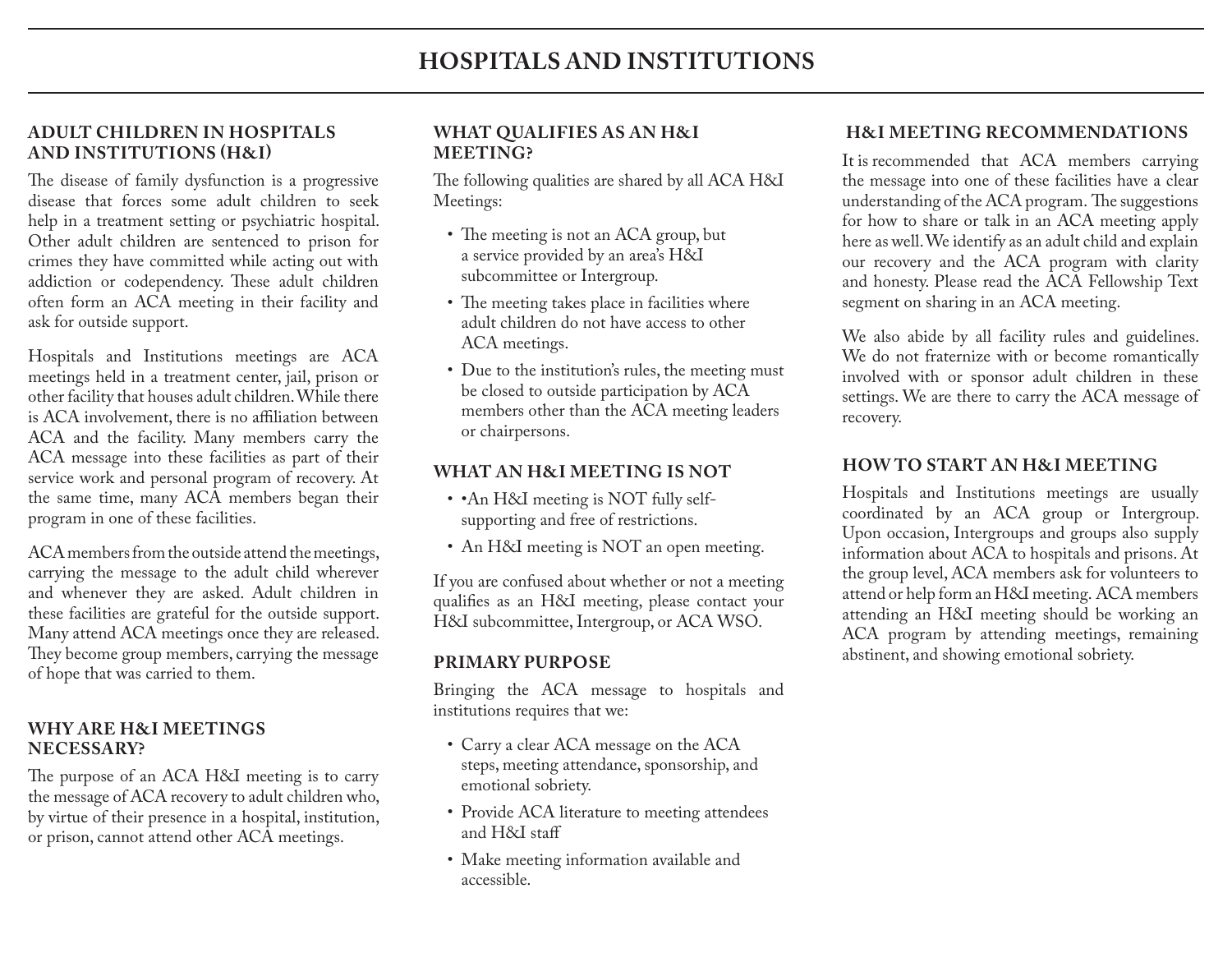# HOSPITALS AND INSTITUTIONS

## ADULT CHILDREN IN HOSPITALS AND INSTITUTIONS (H&I)

The disease of family dysfunction is a progressive disease that forces some adult children to seek help in a treatment setting or psychiatric hospital. Other adult children are sentenced to prison for crimes they have committed while acting out with addiction or codependency. These adult children often form an ACA meeting in their facility and ask for outside support.

Hospitals and Institutions meetings are ACA meetings held in a treatment center, jail, prison or other facility that houses adult children. While there is ACA involvement, there is no affiliation between ACA and the facility. Many members carry the ACA message into these facilities as part of their service work and personal program of recovery. At the same time, many ACA members began their program in one of these facilities.

ACA members from the outside attend the meetings, carrying the message to the adult child wherever and whenever they are asked. Adult children in these facilities are grateful for the outside support. Many attend ACA meetings once they are released. They become group members, carrying the message of hope that was carried to them.

## WHY ARE H&I MEETINGS NECESSARY?

The purpose of an ACA H&I meeting is to carry the message of ACA recovery to adult children who, by virtue of their presence in a hospital, institution, or prison, cannot attend other ACA meetings.

## WHAT QUALIFIES AS AN H&I MEETING?

The following qualities are shared by all ACA H&I Meetings:

- The meeting is not an ACA group, but a service provided by an area's H&I subcommittee or Intergroup.
- The meeting takes place in facilities where adult children do not have access to other ACA meetings.
- Due to the institution's rules, the meeting must be closed to outside participation by ACA members other than the ACA meeting leaders or chairpersons.

## WHAT AN H&I MEETING IS NOT

- •An H&I meeting is NOT fully self-supporting and free of restrictions.
- An H&I meeting is NOT an open meeting.

If you are confused about whether or not a meeting qualifies as an H&I meeting, please contact your H&I subcommittee, Intergroup, or ACA WSO.

## PRIMARY PURPOSE

Bringing the ACA message to hospitals and institutions requires that we:

- Carry a clear ACA message on the ACA steps, meeting attendance, sponsorship, and emotional sobriety.
- Provide ACA literature to meeting attendees and H&I staff
- Make meeting information available and accessible.

## H&I MEETING RECOMMENDATIONS

It is recommended that ACA members carrying the message into one of these facilities have a clear understanding of the ACA program. The suggestions for how to share or talk in an ACA meeting apply here as well. We identify as an adult child and explain our recovery and the ACA program with clarity and honesty. Please read the ACA Fellowship Text segment on sharing in an ACA meeting.

We also abide by all facility rules and guidelines. We do not fraternize with or become romantically involved with or sponsor adult children in these settings. We are there to carry the ACA message of recovery.

## HOW TO START AN H&I MEETING

Hospitals and Institutions meetings are usually coordinated by an ACA group or Intergroup. Upon occasion, Intergroups and groups also supply information about ACA to hospitals and prisons. At the group level, ACA members ask for volunteers to attend or help form an H&I meeting. ACA members attending an H&I meeting should be working an ACA program by attending meetings, remaining abstinent, and showing emotional sobriety.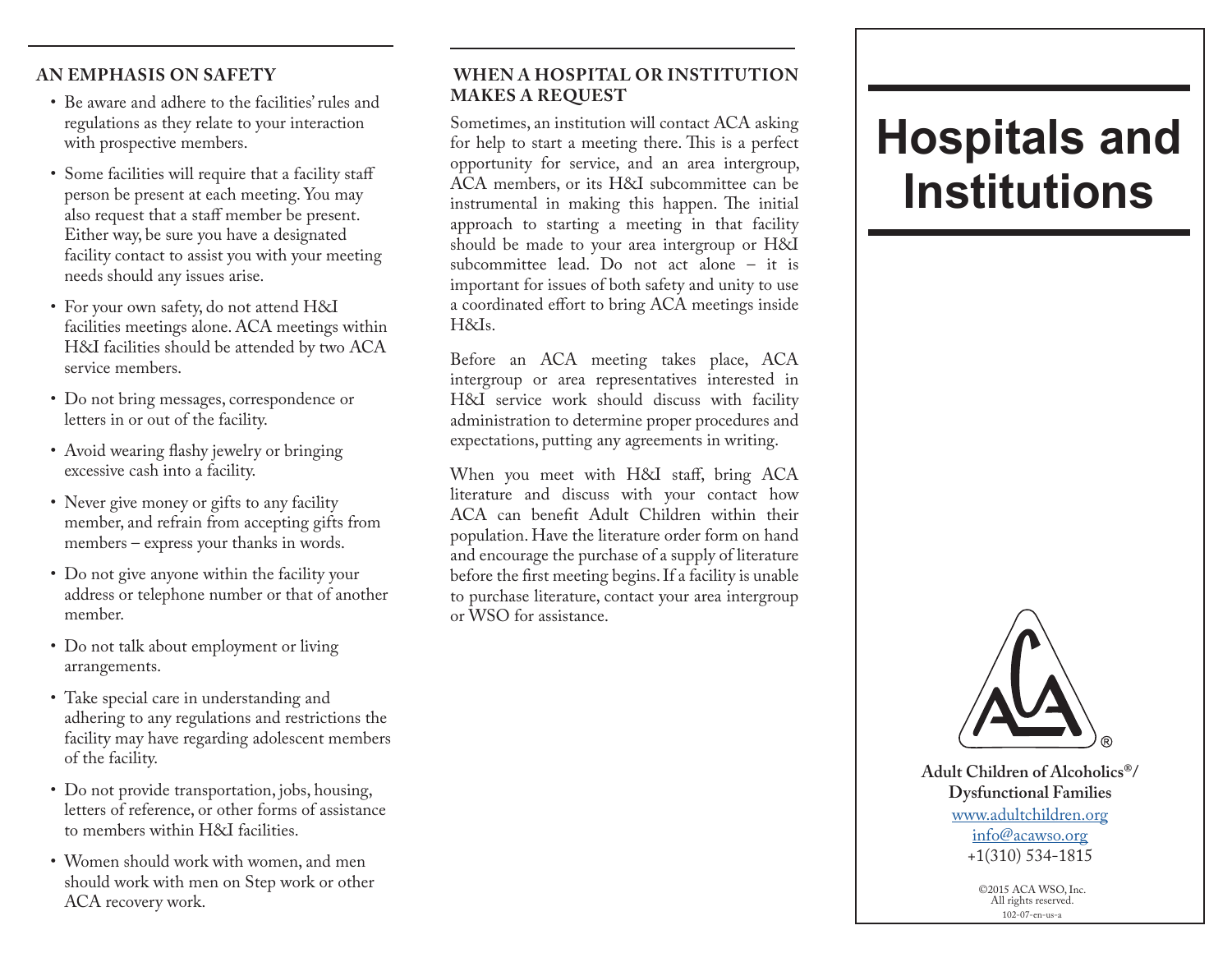## AN EMPHASIS ON SAFETY

- Be aware and adhere to the facilities' rules and regulations as they relate to your interaction with prospective members.
- Some facilities will require that a facility staff person be present at each meeting. You may also request that a staff member be present. Either way, be sure you have a designated facility contact to assist you with your meeting needs should any issues arise.
- For your own safety, do not attend H&I facilities meetings alone. ACA meetings within H&I facilities should be attended by two ACA service members.
- Do not bring messages, correspondence or letters in or out of the facility.
- Avoid wearing flashy jewelry or bringing excessive cash into a facility.
- Never give money or gifts to any facility member, and refrain from accepting gifts from members – express your thanks in words.
- Do not give anyone within the facility your address or telephone number or that of another member.
- Do not talk about employment or living arrangements.
- Take special care in understanding and adhering to any regulations and restrictions the facility may have regarding adolescent members of the facility.
- Do not provide transportation, jobs, housing, letters of reference, or other forms of assistance to members within H&I facilities.
- Women should work with women, and men should work with men on Step work or other ACA recovery work.

## WHEN A HOSPITAL OR INSTITUTION MAKES A REQUEST

Sometimes, an institution will contact ACA asking for help to start a meeting there. This is a perfect opportunity for service, and an area intergroup, ACA members, or its H&I subcommittee can be instrumental in making this happen. The initial approach to starting a meeting in that facility should be made to your area intergroup or H&I subcommittee lead. Do not act alone – it is important for issues of both safety and unity to use a coordinated effort to bring ACA meetings inside H&Is.

Before an ACA meeting takes place, ACA intergroup or area representatives interested in H&I service work should discuss with facility administration to determine proper procedures and expectations, putting any agreements in writing.

When you meet with H&I staff, bring ACA literature and discuss with your contact how ACA can benefit Adult Children within their population. Have the literature order form on hand and encourage the purchase of a supply of literature before the first meeting begins. If a facility is unable to purchase literature, contact your area intergroup or WSO for assistance.

# Hospitals and Institutions

**Adult Children of Alcoholics®/ Dysfunctional Families**

www.adultchildren.org

info@acawso.org

+1(310) 534-1815

©2015 ACA WSO, Inc.
All rights reserved.
102-07-en-us-a